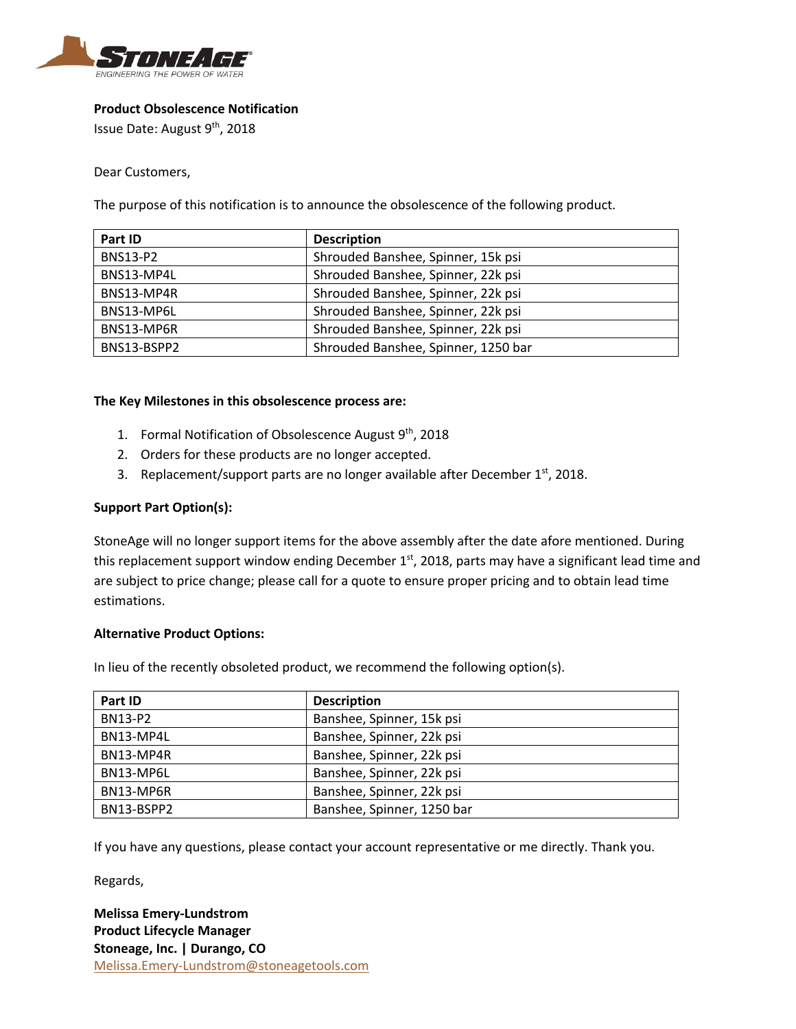STONEAGE®
ENGINEERING THE POWER OF WATER

**Product Obsolescence Notification**
Issue Date: August 9th, 2018

Dear Customers,

The purpose of this notification is to announce the obsolescence of the following product.

| Part ID | Description |
| --- | --- |
| BNS13-P2 | Shrouded Banshee, Spinner, 15k psi |
| BNS13-MP4L | Shrouded Banshee, Spinner, 22k psi |
| BNS13-MP4R | Shrouded Banshee, Spinner, 22k psi |
| BNS13-MP6L | Shrouded Banshee, Spinner, 22k psi |
| BNS13-MP6R | Shrouded Banshee, Spinner, 22k psi |
| BNS13-BSPP2 | Shrouded Banshee, Spinner, 1250 bar |

**The Key Milestones in this obsolescence process are:**

1. Formal Notification of Obsolescence August 9th, 2018
2. Orders for these products are no longer accepted.
3. Replacement/support parts are no longer available after December 1st, 2018.

**Support Part Option(s):**

StoneAge will no longer support items for the above assembly after the date afore mentioned. During this replacement support window ending December 1st, 2018, parts may have a significant lead time and are subject to price change; please call for a quote to ensure proper pricing and to obtain lead time estimations.

**Alternative Product Options:**

In lieu of the recently obsoleted product, we recommend the following option(s).

| Part ID | Description |
| --- | --- |
| BN13-P2 | Banshee, Spinner, 15k psi |
| BN13-MP4L | Banshee, Spinner, 22k psi |
| BN13-MP4R | Banshee, Spinner, 22k psi |
| BN13-MP6L | Banshee, Spinner, 22k psi |
| BN13-MP6R | Banshee, Spinner, 22k psi |
| BN13-BSPP2 | Banshee, Spinner, 1250 bar |

If you have any questions, please contact your account representative or me directly. Thank you.

Regards,

**Melissa Emery-Lundstrom**
**Product Lifecycle Manager**
**Stoneage, Inc. | Durango, CO**
Melissa.Emery-Lundstrom@stoneagetools.com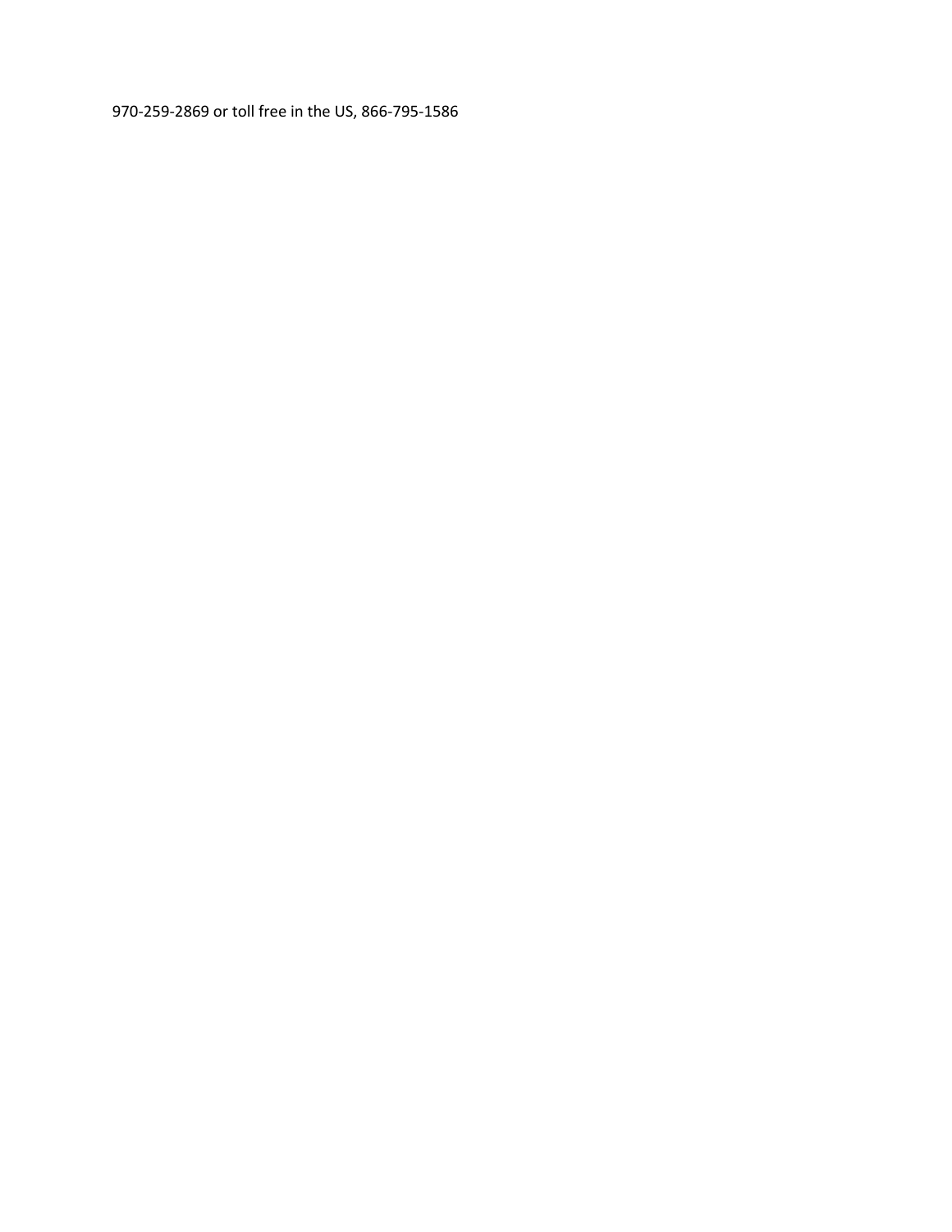970-259-2869 or toll free in the US, 866-795-1586